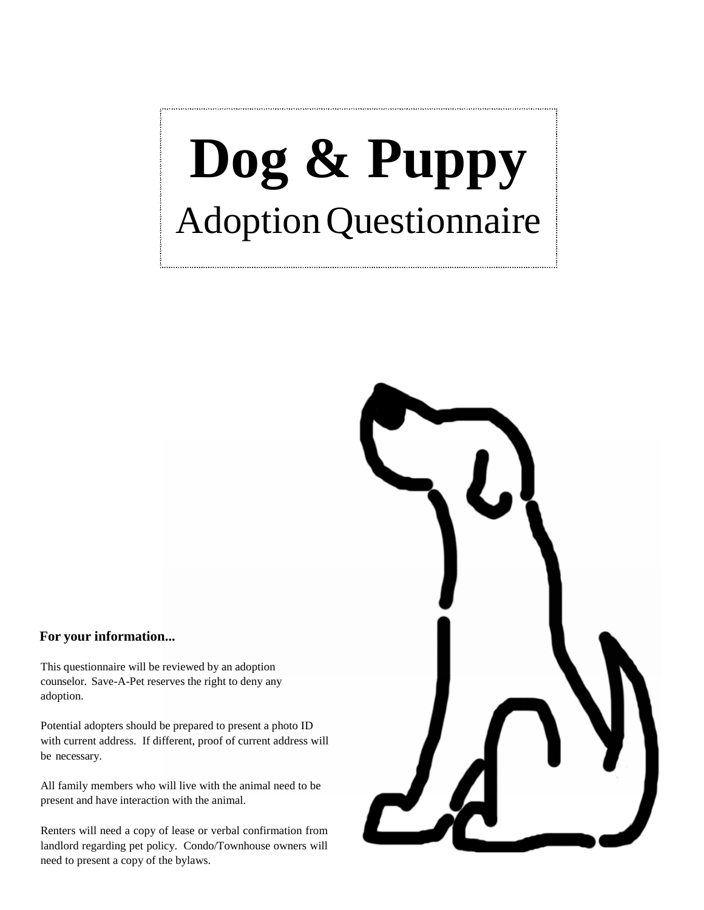# Dog & Puppy

## Adoption Questionnaire

**For your information...**

This questionnaire will be reviewed by an adoption counselor. Save-A-Pet reserves the right to deny any adoption.

Potential adopters should be prepared to present a photo ID with current address. If different, proof of current address will be necessary.

All family members who will live with the animal need to be present and have interaction with the animal.

Renters will need a copy of lease or verbal confirmation from landlord regarding pet policy. Condo/Townhouse owners will need to present a copy of the bylaws.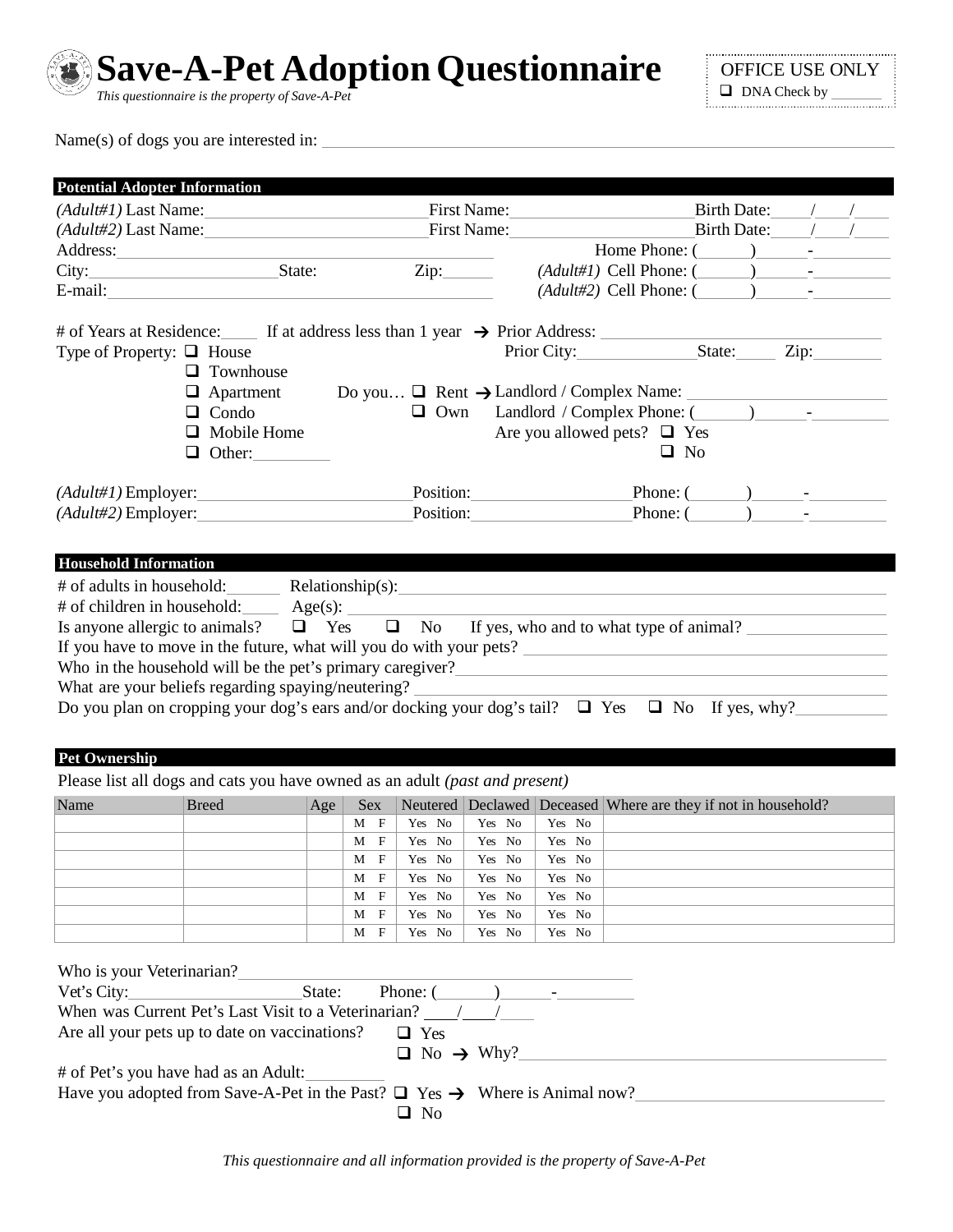# Save-A-Pet Adoption Questionnaire

*This questionnaire is the property of Save-A-Pet*

OFFICE USE ONLY
❑ DNA Check by _______

Name(s) of dogs you are interested in: ____________________

## Potential Adopter Information

*(Adult#1)* Last Name: ____________ First Name: ____________ Birth Date: ___/___/___
*(Adult#2)* Last Name: ____________ First Name: ____________ Birth Date: ___/___/___
Address: ____________ Home Phone: (_____)_____-_______
City: ____________ State: ____ Zip: _____ *(Adult#1)* Cell Phone: (_____)_____-_______
E-mail: ____________ *(Adult#2)* Cell Phone: (_____)_____-_______

# of Years at Residence: ____ If at address less than 1 year → Prior Address: ____________
Prior City: ____________ State: ____ Zip: ______

Type of Property:
- ❑ House
- ❑ Townhouse
- ❑ Apartment
- ❑ Condo
- ❑ Mobile Home
- ❑ Other: ________

Do you… ❑ Rent → Landlord / Complex Name: ____________
❑ Own Landlord / Complex Phone: (_____)_____-_______
Are you allowed pets? ❑ Yes ❑ No

*(Adult#1)* Employer: ____________ Position: ____________ Phone: (_____)_____-_______
*(Adult#2)* Employer: ____________ Position: ____________ Phone: (_____)_____-_______

## Household Information

# of adults in household: _____ Relationship(s): ____________
# of children in household: _____ Age(s): ____________
Is anyone allergic to animals? ❑ Yes ❑ No If yes, who and to what type of animal? ____________
If you have to move in the future, what will you do with your pets? ____________
Who in the household will be the pet's primary caregiver? ____________
What are your beliefs regarding spaying/neutering? ____________
Do you plan on cropping your dog's ears and/or docking your dog's tail? ❑ Yes ❑ No If yes, why? ________

## Pet Ownership

Please list all dogs and cats you have owned as an adult *(past and present)*

| Name | Breed | Age | Sex | Neutered | Declawed | Deceased | Where are they if not in household? |
|---|---|---|---|---|---|---|---|
| | | | M F | Yes No | Yes No | Yes No | |
| | | | M F | Yes No | Yes No | Yes No | |
| | | | M F | Yes No | Yes No | Yes No | |
| | | | M F | Yes No | Yes No | Yes No | |
| | | | M F | Yes No | Yes No | Yes No | |
| | | | M F | Yes No | Yes No | Yes No | |
| | | | M F | Yes No | Yes No | Yes No | |

Who is your Veterinarian? ____________
Vet's City: ____________ State: Phone: (_____)_____-_______
When was Current Pet's Last Visit to a Veterinarian? ___/___/___
Are all your pets up to date on vaccinations? ❑ Yes
❑ No → Why? ____________
# of Pet's you have had as an Adult: ________
Have you adopted from Save-A-Pet in the Past? ❑ Yes → Where is Animal now? ____________
❑ No

*This questionnaire and all information provided is the property of Save-A-Pet*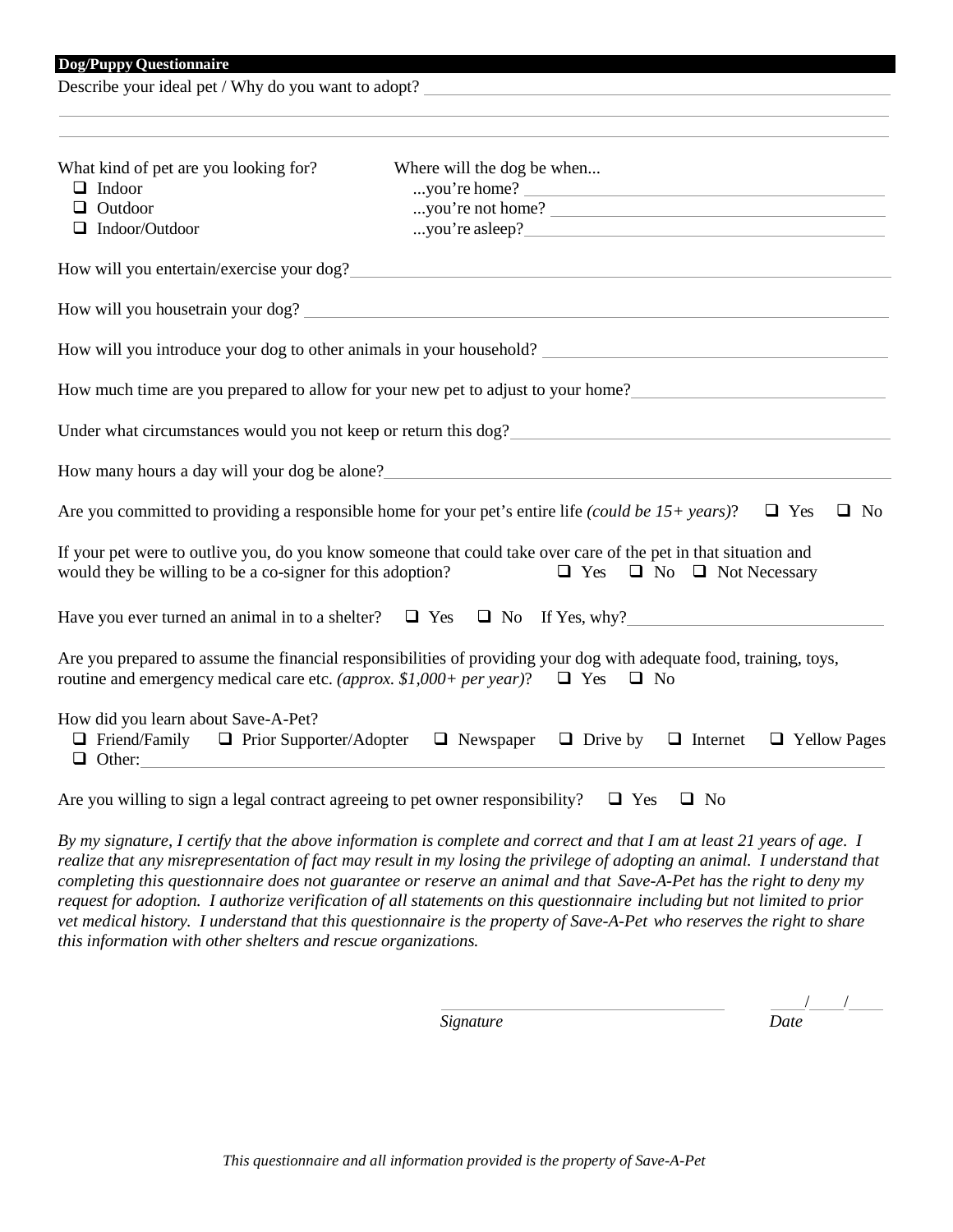## Dog/Puppy Questionnaire

Describe your ideal pet / Why do you want to adopt? \_\_\_\_\_\_\_\_\_\_\_\_\_\_\_\_\_\_\_\_\_\_\_\_\_\_\_\_\_\_\_\_\_\_\_\_\_\_\_\_

\_\_\_\_\_\_\_\_\_\_\_\_\_\_\_\_\_\_\_\_\_\_\_\_\_\_\_\_\_\_\_\_\_\_\_\_\_\_\_\_\_\_\_\_\_\_\_\_\_\_\_\_\_\_\_\_\_\_\_\_\_\_\_\_\_\_\_\_\_\_\_\_\_\_\_\_\_\_

\_\_\_\_\_\_\_\_\_\_\_\_\_\_\_\_\_\_\_\_\_\_\_\_\_\_\_\_\_\_\_\_\_\_\_\_\_\_\_\_\_\_\_\_\_\_\_\_\_\_\_\_\_\_\_\_\_\_\_\_\_\_\_\_\_\_\_\_\_\_\_\_\_\_\_\_\_\_

What kind of pet are you looking for?

- ☐ Indoor
- ☐ Outdoor
- ☐ Indoor/Outdoor

Where will the dog be when...

- ...you're home? \_\_\_\_\_\_\_\_\_\_\_\_\_\_\_\_\_\_\_\_\_\_\_\_\_\_\_\_\_\_
- ...you're not home? \_\_\_\_\_\_\_\_\_\_\_\_\_\_\_\_\_\_\_\_\_\_\_\_\_\_\_\_\_\_
- ...you're asleep? \_\_\_\_\_\_\_\_\_\_\_\_\_\_\_\_\_\_\_\_\_\_\_\_\_\_\_\_\_\_

How will you entertain/exercise your dog? \_\_\_\_\_\_\_\_\_\_\_\_\_\_\_\_\_\_\_\_\_\_\_\_\_\_\_\_\_\_\_\_\_\_\_\_\_\_\_\_

How will you housetrain your dog? \_\_\_\_\_\_\_\_\_\_\_\_\_\_\_\_\_\_\_\_\_\_\_\_\_\_\_\_\_\_\_\_\_\_\_\_\_\_\_\_

How will you introduce your dog to other animals in your household? \_\_\_\_\_\_\_\_\_\_\_\_\_\_\_\_\_\_\_\_\_\_\_\_\_\_\_\_\_\_

How much time are you prepared to allow for your new pet to adjust to your home? \_\_\_\_\_\_\_\_\_\_\_\_\_\_\_\_\_\_\_\_\_\_\_\_

Under what circumstances would you not keep or return this dog? \_\_\_\_\_\_\_\_\_\_\_\_\_\_\_\_\_\_\_\_\_\_\_\_\_\_\_\_\_\_

How many hours a day will your dog be alone? \_\_\_\_\_\_\_\_\_\_\_\_\_\_\_\_\_\_\_\_\_\_\_\_\_\_\_\_\_\_\_\_\_\_\_\_\_\_\_\_

Are you committed to providing a responsible home for your pet's entire life *(could be 15+ years)*? ☐ Yes ☐ No

If your pet were to outlive you, do you know someone that could take over care of the pet in that situation and would they be willing to be a co-signer for this adoption? ☐ Yes ☐ No ☐ Not Necessary

Have you ever turned an animal in to a shelter? ☐ Yes ☐ No If Yes, why? \_\_\_\_\_\_\_\_\_\_\_\_\_\_\_\_\_\_\_\_\_\_\_\_

Are you prepared to assume the financial responsibilities of providing your dog with adequate food, training, toys, routine and emergency medical care etc. *(approx. $1,000+ per year)*? ☐ Yes ☐ No

How did you learn about Save-A-Pet?

☐ Friend/Family ☐ Prior Supporter/Adopter ☐ Newspaper ☐ Drive by ☐ Internet ☐ Yellow Pages

☐ Other: \_\_\_\_\_\_\_\_\_\_\_\_\_\_\_\_\_\_\_\_\_\_\_\_\_\_\_\_\_\_\_\_\_\_\_\_\_\_\_\_\_\_\_\_\_\_\_\_\_\_\_\_\_\_\_\_\_\_\_\_\_\_\_\_\_\_

Are you willing to sign a legal contract agreeing to pet owner responsibility? ☐ Yes ☐ No

*By my signature, I certify that the above information is complete and correct and that I am at least 21 years of age. I realize that any misrepresentation of fact may result in my losing the privilege of adopting an animal. I understand that completing this questionnaire does not guarantee or reserve an animal and that Save-A-Pet has the right to deny my request for adoption. I authorize verification of all statements on this questionnaire including but not limited to prior vet medical history. I understand that this questionnaire is the property of Save-A-Pet who reserves the right to share this information with other shelters and rescue organizations.*

\_\_\_\_\_\_\_\_\_\_\_\_\_\_\_\_\_\_\_\_\_\_\_\_\_\_\_\_\_\_ \_\_\_\_/\_\_\_\_/\_\_\_\_

*Signature* *Date*

*This questionnaire and all information provided is the property of Save-A-Pet*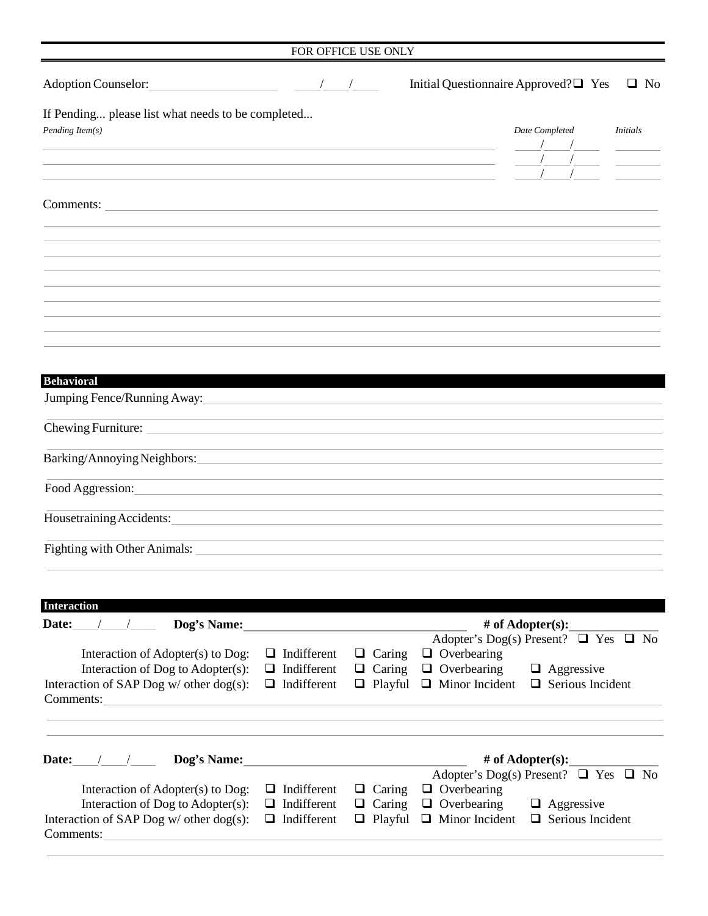FOR OFFICE USE ONLY

Adoption Counselor: ____________________ \_\_\_\_/\_\_\_\_/\_\_\_\_ Initial Questionnaire Approved? ❑ Yes ❑ No

If Pending... please list what needs to be completed...

| *Pending Item(s)* | *Date Completed* | *Initials* |
| --- | --- | --- |
| | \_\_\_\_/\_\_\_\_/\_\_\_\_ | |
| | \_\_\_\_/\_\_\_\_/\_\_\_\_ | |
| | \_\_\_\_/\_\_\_\_/\_\_\_\_ | |

Comments: ____________________________________________________________

## Behavioral

Jumping Fence/Running Away: ____________________________________________

Chewing Furniture: ____________________________________________

Barking/Annoying Neighbors: ____________________________________________

Food Aggression: ____________________________________________

Housetraining Accidents: ____________________________________________

Fighting with Other Animals: ____________________________________________

## Interaction

**Date:** \_\_\_\_/\_\_\_\_/\_\_\_\_ **Dog's Name:** ____________________ **# of Adopter(s):** ________

Adopter's Dog(s) Present? ❑ Yes ❑ No

| | | | | |
| --- | --- | --- | --- | --- |
| Interaction of Adopter(s) to Dog: | ❑ Indifferent | ❑ Caring | ❑ Overbearing | |
| Interaction of Dog to Adopter(s): | ❑ Indifferent | ❑ Caring | ❑ Overbearing | ❑ Aggressive |
| Interaction of SAP Dog w/ other dog(s): | ❑ Indifferent | ❑ Playful | ❑ Minor Incident | ❑ Serious Incident |

Comments: ____________________________________________________________

**Date:** \_\_\_\_/\_\_\_\_/\_\_\_\_ **Dog's Name:** ____________________ **# of Adopter(s):** ________

Adopter's Dog(s) Present? ❑ Yes ❑ No

| | | | | |
| --- | --- | --- | --- | --- |
| Interaction of Adopter(s) to Dog: | ❑ Indifferent | ❑ Caring | ❑ Overbearing | |
| Interaction of Dog to Adopter(s): | ❑ Indifferent | ❑ Caring | ❑ Overbearing | ❑ Aggressive |
| Interaction of SAP Dog w/ other dog(s): | ❑ Indifferent | ❑ Playful | ❑ Minor Incident | ❑ Serious Incident |

Comments: ____________________________________________________________